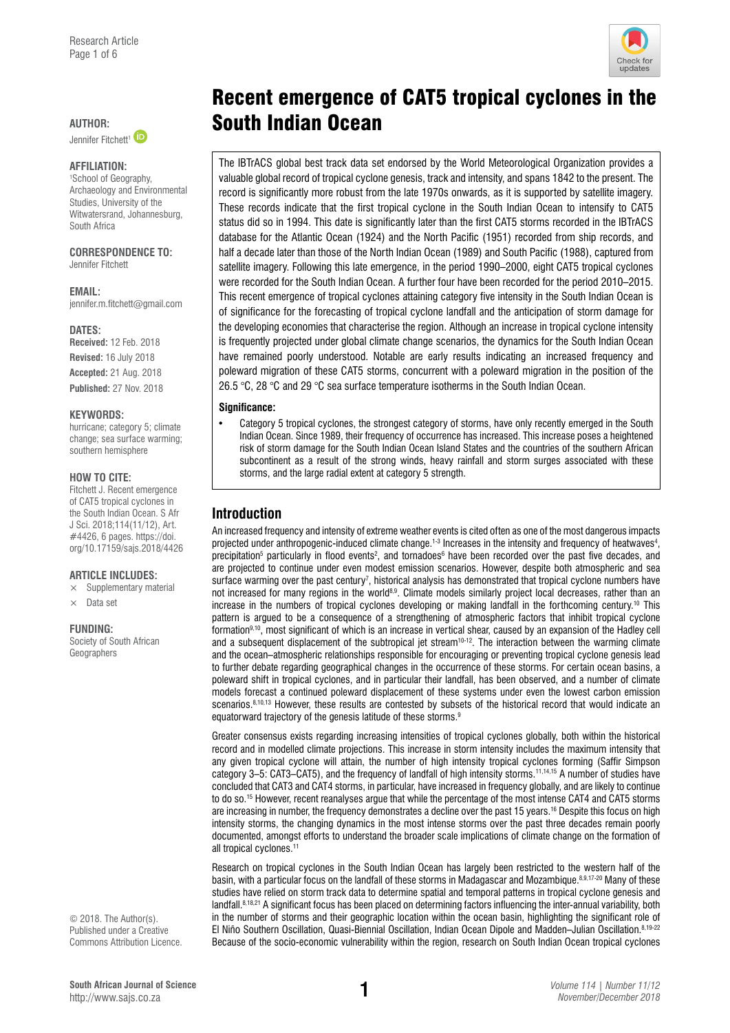# Recent emergence of CAT5 tropical cyclones in the South Indian Ocean

**AUTHOR:**
Jennifer Fitchett[1]

**AFFILIATION:**
[1]School of Geography, Archaeology and Environmental Studies, University of the Witwatersrand, Johannesburg, South Africa

**CORRESPONDENCE TO:**
Jennifer Fitchett

**EMAIL:**
jennifer.m.fitchett@gmail.com

**DATES:**
**Received:** 12 Feb. 2018
**Revised:** 16 July 2018
**Accepted:** 21 Aug. 2018
**Published:** 27 Nov. 2018

**KEYWORDS:**
hurricane; category 5; climate change; sea surface warming; southern hemisphere

**HOW TO CITE:**
Fitchett J. Recent emergence of CAT5 tropical cyclones in the South Indian Ocean. S Afr J Sci. 2018;114(11/12), Art. #4426, 6 pages. https://doi.org/10.17159/sajs.2018/4426

**ARTICLE INCLUDES:**
× Supplementary material
× Data set

**FUNDING:**
Society of South African Geographers

© 2018. The Author(s). Published under a Creative Commons Attribution Licence.

The IBTrACS global best track data set endorsed by the World Meteorological Organization provides a valuable global record of tropical cyclone genesis, track and intensity, and spans 1842 to the present. The record is significantly more robust from the late 1970s onwards, as it is supported by satellite imagery. These records indicate that the first tropical cyclone in the South Indian Ocean to intensify to CAT5 status did so in 1994. This date is significantly later than the first CAT5 storms recorded in the IBTrACS database for the Atlantic Ocean (1924) and the North Pacific (1951) recorded from ship records, and half a decade later than those of the North Indian Ocean (1989) and South Pacific (1988), captured from satellite imagery. Following this late emergence, in the period 1990–2000, eight CAT5 tropical cyclones were recorded for the South Indian Ocean. A further four have been recorded for the period 2010–2015. This recent emergence of tropical cyclones attaining category five intensity in the South Indian Ocean is of significance for the forecasting of tropical cyclone landfall and the anticipation of storm damage for the developing economies that characterise the region. Although an increase in tropical cyclone intensity is frequently projected under global climate change scenarios, the dynamics for the South Indian Ocean have remained poorly understood. Notable are early results indicating an increased frequency and poleward migration of these CAT5 storms, concurrent with a poleward migration in the position of the 26.5 °C, 28 °C and 29 °C sea surface temperature isotherms in the South Indian Ocean.

**Significance:**

- Category 5 tropical cyclones, the strongest category of storms, have only recently emerged in the South Indian Ocean. Since 1989, their frequency of occurrence has increased. This increase poses a heightened risk of storm damage for the South Indian Ocean Island States and the countries of the southern African subcontinent as a result of the strong winds, heavy rainfall and storm surges associated with these storms, and the large radial extent at category 5 strength.

## Introduction

An increased frequency and intensity of extreme weather events is cited often as one of the most dangerous impacts projected under anthropogenic-induced climate change.[1-3] Increases in the intensity and frequency of heatwaves[4], precipitation[5] particularly in flood events[2], and tornadoes[6] have been recorded over the past five decades, and are projected to continue under even modest emission scenarios. However, despite both atmospheric and sea surface warming over the past century[7], historical analysis has demonstrated that tropical cyclone numbers have not increased for many regions in the world[8,9]. Climate models similarly project local decreases, rather than an increase in the numbers of tropical cyclones developing or making landfall in the forthcoming century.[10] This pattern is argued to be a consequence of a strengthening of atmospheric factors that inhibit tropical cyclone formation[9,10], most significant of which is an increase in vertical shear, caused by an expansion of the Hadley cell and a subsequent displacement of the subtropical jet stream[10-12]. The interaction between the warming climate and the ocean–atmospheric relationships responsible for encouraging or preventing tropical cyclone genesis lead to further debate regarding geographical changes in the occurrence of these storms. For certain ocean basins, a poleward shift in tropical cyclones, and in particular their landfall, has been observed, and a number of climate models forecast a continued poleward displacement of these systems under even the lowest carbon emission scenarios.[8,10,13] However, these results are contested by subsets of the historical record that would indicate an equatorward trajectory of the genesis latitude of these storms.[9]

Greater consensus exists regarding increasing intensities of tropical cyclones globally, both within the historical record and in modelled climate projections. This increase in storm intensity includes the maximum intensity that any given tropical cyclone will attain, the number of high intensity tropical cyclones forming (Saffir Simpson category 3–5: CAT3–CAT5), and the frequency of landfall of high intensity storms.[11,14,15] A number of studies have concluded that CAT3 and CAT4 storms, in particular, have increased in frequency globally, and are likely to continue to do so.[15] However, recent reanalyses argue that while the percentage of the most intense CAT4 and CAT5 storms are increasing in number, the frequency demonstrates a decline over the past 15 years.[16] Despite this focus on high intensity storms, the changing dynamics in the most intense storms over the past three decades remain poorly documented, amongst efforts to understand the broader scale implications of climate change on the formation of all tropical cyclones.[11]

Research on tropical cyclones in the South Indian Ocean has largely been restricted to the western half of the basin, with a particular focus on the landfall of these storms in Madagascar and Mozambique.[8,9,17-20] Many of these studies have relied on storm track data to determine spatial and temporal patterns in tropical cyclone genesis and landfall.[8,18,21] A significant focus has been placed on determining factors influencing the inter-annual variability, both in the number of storms and their geographic location within the ocean basin, highlighting the significant role of El Niño Southern Oscillation, Quasi-Biennial Oscillation, Indian Ocean Dipole and Madden–Julian Oscillation.[8,19-22] Because of the socio-economic vulnerability within the region, research on South Indian Ocean tropical cyclones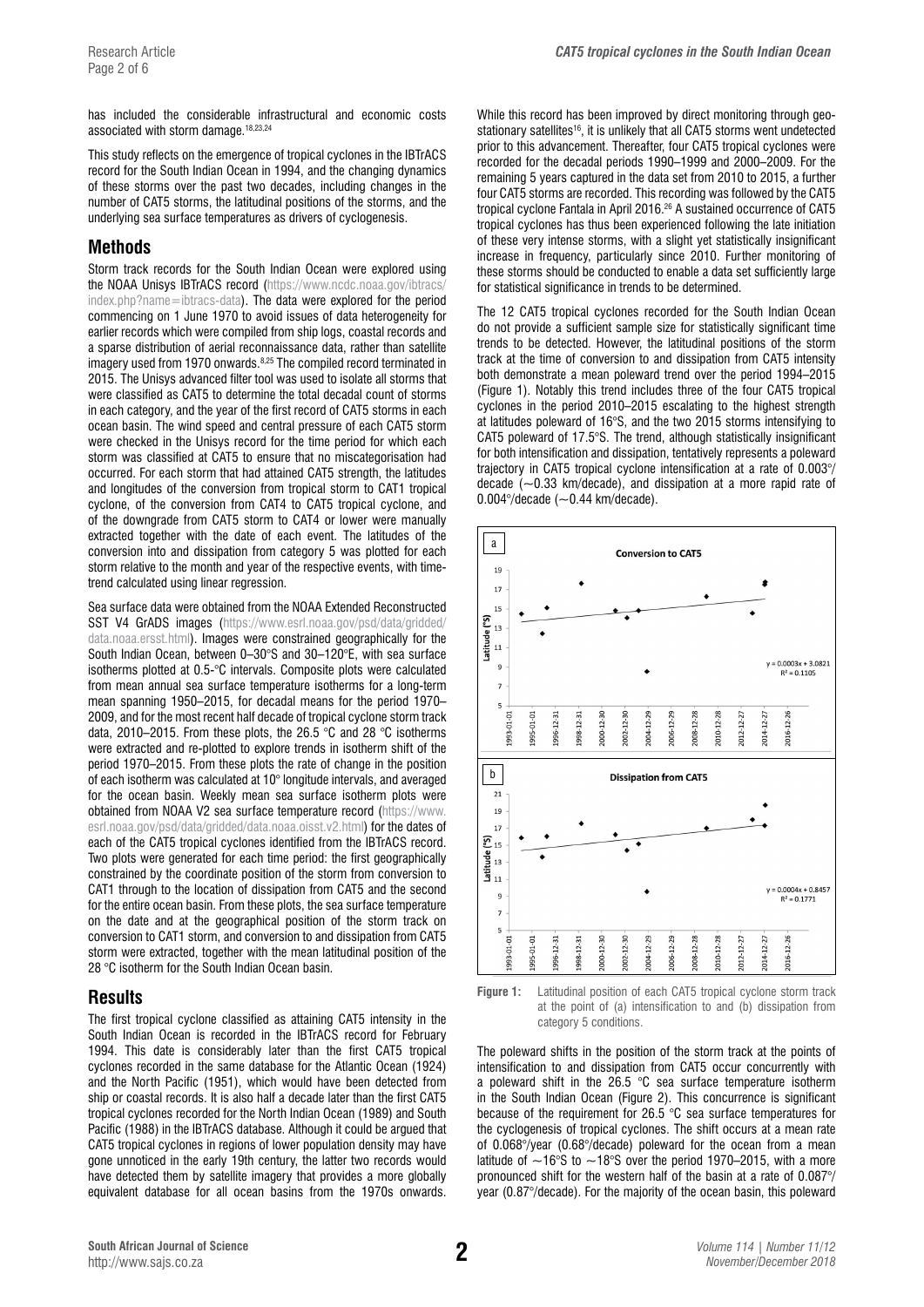has included the considerable infrastructural and economic costs associated with storm damage.[18,23,24]

This study reflects on the emergence of tropical cyclones in the IBTrACS record for the South Indian Ocean in 1994, and the changing dynamics of these storms over the past two decades, including changes in the number of CAT5 storms, the latitudinal positions of the storms, and the underlying sea surface temperatures as drivers of cyclogenesis.

## Methods

Storm track records for the South Indian Ocean were explored using the NOAA Unisys IBTrACS record (https://www.ncdc.noaa.gov/ibtracs/index.php?name=ibtracs-data). The data were explored for the period commencing on 1 June 1970 to avoid issues of data heterogeneity for earlier records which were compiled from ship logs, coastal records and a sparse distribution of aerial reconnaissance data, rather than satellite imagery used from 1970 onwards.[8,25] The compiled record terminated in 2015. The Unisys advanced filter tool was used to isolate all storms that were classified as CAT5 to determine the total decadal count of storms in each category, and the year of the first record of CAT5 storms in each ocean basin. The wind speed and central pressure of each CAT5 storm were checked in the Unisys record for the time period for which each storm was classified at CAT5 to ensure that no miscategorisation had occurred. For each storm that had attained CAT5 strength, the latitudes and longitudes of the conversion from tropical storm to CAT1 tropical cyclone, of the conversion from CAT4 to CAT5 tropical cyclone, and of the downgrade from CAT5 storm to CAT4 or lower were manually extracted together with the date of each event. The latitudes of the conversion into and dissipation from category 5 was plotted for each storm relative to the month and year of the respective events, with time-trend calculated using linear regression.

Sea surface data were obtained from the NOAA Extended Reconstructed SST V4 GrADS images (https://www.esrl.noaa.gov/psd/data/gridded/data.noaa.ersst.html). Images were constrained geographically for the South Indian Ocean, between 0–30°S and 30–120°E, with sea surface isotherms plotted at 0.5-°C intervals. Composite plots were calculated from mean annual sea surface temperature isotherms for a long-term mean spanning 1950–2015, for decadal means for the period 1970–2009, and for the most recent half decade of tropical cyclone storm track data, 2010–2015. From these plots, the 26.5 °C and 28 °C isotherms were extracted and re-plotted to explore trends in isotherm shift of the period 1970–2015. From these plots the rate of change in the position of each isotherm was calculated at 10° longitude intervals, and averaged for the ocean basin. Weekly mean sea surface isotherm plots were obtained from NOAA V2 sea surface temperature record (https://www.esrl.noaa.gov/psd/data/gridded/data.noaa.oisst.v2.html) for the dates of each of the CAT5 tropical cyclones identified from the IBTrACS record. Two plots were generated for each time period: the first geographically constrained by the coordinate position of the storm from conversion to CAT1 through to the location of dissipation from CAT5 and the second for the entire ocean basin. From these plots, the sea surface temperature on the date and at the geographical position of the storm track on conversion to CAT1 storm, and conversion to and dissipation from CAT5 storm were extracted, together with the mean latitudinal position of the 28 °C isotherm for the South Indian Ocean basin.

## Results

The first tropical cyclone classified as attaining CAT5 intensity in the South Indian Ocean is recorded in the IBTrACS record for February 1994. This date is considerably later than the first CAT5 tropical cyclones recorded in the same database for the Atlantic Ocean (1924) and the North Pacific (1951), which would have been detected from ship or coastal records. It is also half a decade later than the first CAT5 tropical cyclones recorded for the North Indian Ocean (1989) and South Pacific (1988) in the IBTrACS database. Although it could be argued that CAT5 tropical cyclones in regions of lower population density may have gone unnoticed in the early 19th century, the latter two records would have detected them by satellite imagery that provides a more globally equivalent database for all ocean basins from the 1970s onwards. While this record has been improved by direct monitoring through geostationary satellites[16], it is unlikely that all CAT5 storms went undetected prior to this advancement. Thereafter, four CAT5 tropical cyclones were recorded for the decadal periods 1990–1999 and 2000–2009. For the remaining 5 years captured in the data set from 2010 to 2015, a further four CAT5 storms are recorded. This recording was followed by the CAT5 tropical cyclone Fantala in April 2016.[26] A sustained occurrence of CAT5 tropical cyclones has thus been experienced following the late initiation of these very intense storms, with a slight yet statistically insignificant increase in frequency, particularly since 2010. Further monitoring of these storms should be conducted to enable a data set sufficiently large for statistical significance in trends to be determined.

The 12 CAT5 tropical cyclones recorded for the South Indian Ocean do not provide a sufficient sample size for statistically significant time trends to be detected. However, the latitudinal positions of the storm track at the time of conversion to and dissipation from CAT5 intensity both demonstrate a mean poleward trend over the period 1994–2015 (Figure 1). Notably this trend includes three of the four CAT5 tropical cyclones in the period 2010–2015 escalating to the highest strength at latitudes poleward of 16°S, and the two 2015 storms intensifying to CAT5 poleward of 17.5°S. The trend, although statistically insignificant for both intensification and dissipation, tentatively represents a poleward trajectory in CAT5 tropical cyclone intensification at a rate of 0.003°/decade (~0.33 km/decade), and dissipation at a more rapid rate of 0.004°/decade (~0.44 km/decade).

**Figure 1:** Latitudinal position of each CAT5 tropical cyclone storm track at the point of (a) intensification to and (b) dissipation from category 5 conditions.

The poleward shifts in the position of the storm track at the points of intensification to and dissipation from CAT5 occur concurrently with a poleward shift in the 26.5 °C sea surface temperature isotherm in the South Indian Ocean (Figure 2). This concurrence is significant because of the requirement for 26.5 °C sea surface temperatures for the cyclogenesis of tropical cyclones. The shift occurs at a mean rate of 0.068°/year (0.68°/decade) poleward for the ocean from a mean latitude of ~16°S to ~18°S over the period 1970–2015, with a more pronounced shift for the western half of the basin at a rate of 0.087°/year (0.87°/decade). For the majority of the ocean basin, this poleward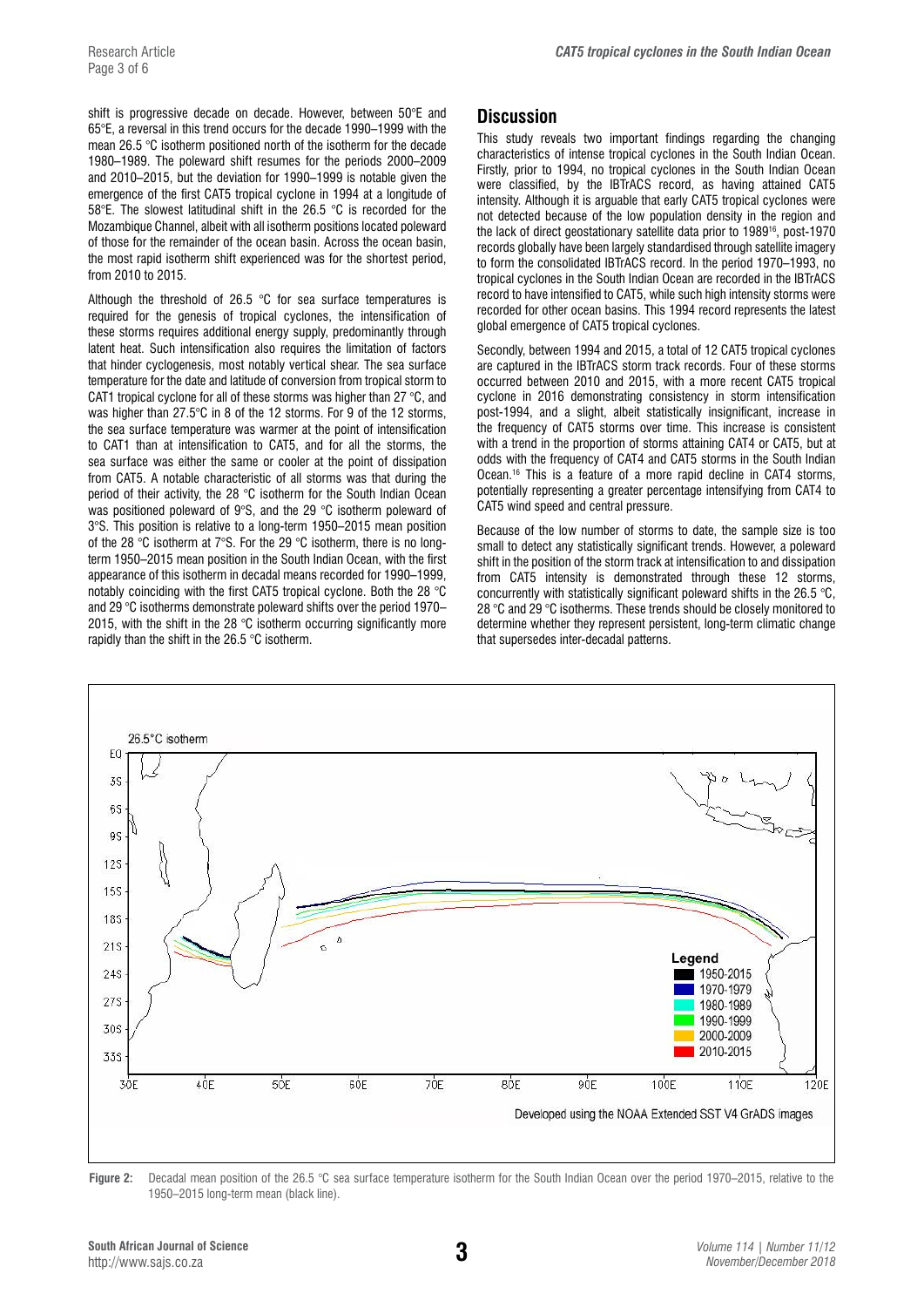shift is progressive decade on decade. However, between 50°E and 65°E, a reversal in this trend occurs for the decade 1990–1999 with the mean 26.5 °C isotherm positioned north of the isotherm for the decade 1980–1989. The poleward shift resumes for the periods 2000–2009 and 2010–2015, but the deviation for 1990–1999 is notable given the emergence of the first CAT5 tropical cyclone in 1994 at a longitude of 58°E. The slowest latitudinal shift in the 26.5 °C is recorded for the Mozambique Channel, albeit with all isotherm positions located poleward of those for the remainder of the ocean basin. Across the ocean basin, the most rapid isotherm shift experienced was for the shortest period, from 2010 to 2015.

Although the threshold of 26.5 °C for sea surface temperatures is required for the genesis of tropical cyclones, the intensification of these storms requires additional energy supply, predominantly through latent heat. Such intensification also requires the limitation of factors that hinder cyclogenesis, most notably vertical shear. The sea surface temperature for the date and latitude of conversion from tropical storm to CAT1 tropical cyclone for all of these storms was higher than 27 °C, and was higher than 27.5°C in 8 of the 12 storms. For 9 of the 12 storms, the sea surface temperature was warmer at the point of intensification to CAT1 than at intensification to CAT5, and for all the storms, the sea surface was either the same or cooler at the point of dissipation from CAT5. A notable characteristic of all storms was that during the period of their activity, the 28 °C isotherm for the South Indian Ocean was positioned poleward of 9°S, and the 29 °C isotherm poleward of 3°S. This position is relative to a long-term 1950–2015 mean position of the 28 °C isotherm at 7°S. For the 29 °C isotherm, there is no long-term 1950–2015 mean position in the South Indian Ocean, with the first appearance of this isotherm in decadal means recorded for 1990–1999, notably coinciding with the first CAT5 tropical cyclone. Both the 28 °C and 29 °C isotherms demonstrate poleward shifts over the period 1970–2015, with the shift in the 28 °C isotherm occurring significantly more rapidly than the shift in the 26.5 °C isotherm.

## Discussion

This study reveals two important findings regarding the changing characteristics of intense tropical cyclones in the South Indian Ocean. Firstly, prior to 1994, no tropical cyclones in the South Indian Ocean were classified, by the IBTrACS record, as having attained CAT5 intensity. Although it is arguable that early CAT5 tropical cyclones were not detected because of the low population density in the region and the lack of direct geostationary satellite data prior to 1989[16], post-1970 records globally have been largely standardised through satellite imagery to form the consolidated IBTrACS record. In the period 1970–1993, no tropical cyclones in the South Indian Ocean are recorded in the IBTrACS record to have intensified to CAT5, while such high intensity storms were recorded for other ocean basins. This 1994 record represents the latest global emergence of CAT5 tropical cyclones.

Secondly, between 1994 and 2015, a total of 12 CAT5 tropical cyclones are captured in the IBTrACS storm track records. Four of these storms occurred between 2010 and 2015, with a more recent CAT5 tropical cyclone in 2016 demonstrating consistency in storm intensification post-1994, and a slight, albeit statistically insignificant, increase in the frequency of CAT5 storms over time. This increase is consistent with a trend in the proportion of storms attaining CAT4 or CAT5, but at odds with the frequency of CAT4 and CAT5 storms in the South Indian Ocean.[16] This is a feature of a more rapid decline in CAT4 storms, potentially representing a greater percentage intensifying from CAT4 to CAT5 wind speed and central pressure.

Because of the low number of storms to date, the sample size is too small to detect any statistically significant trends. However, a poleward shift in the position of the storm track at intensification to and dissipation from CAT5 intensity is demonstrated through these 12 storms, concurrently with statistically significant poleward shifts in the 26.5 °C, 28 °C and 29 °C isotherms. These trends should be closely monitored to determine whether they represent persistent, long-term climatic change that supersedes inter-decadal patterns.

**Figure 2:** Decadal mean position of the 26.5 °C sea surface temperature isotherm for the South Indian Ocean over the period 1970–2015, relative to the 1950–2015 long-term mean (black line).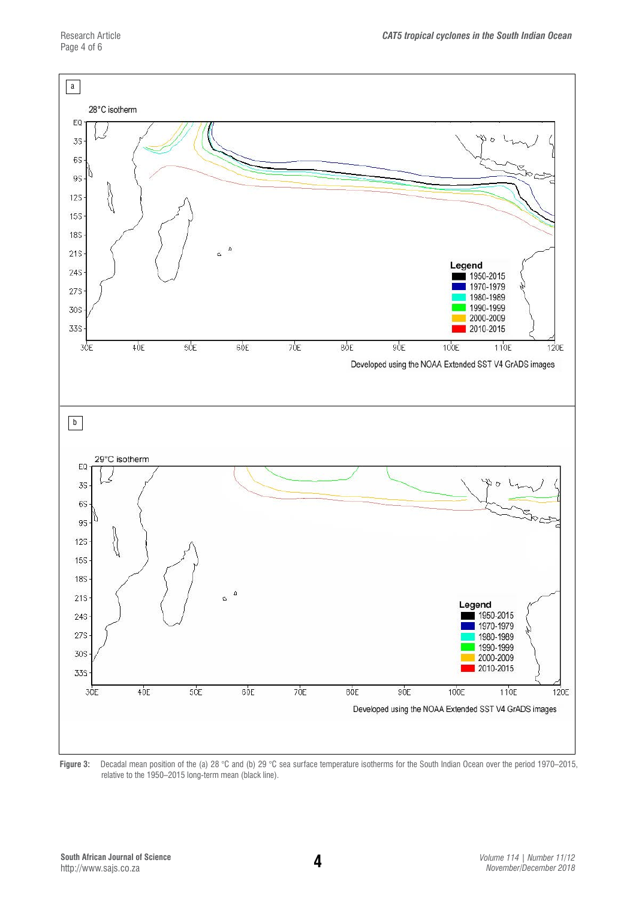Figure 3: Decadal mean position of the (a) 28 °C and (b) 29 °C sea surface temperature isotherms for the South Indian Ocean over the period 1970–2015, relative to the 1950–2015 long-term mean (black line).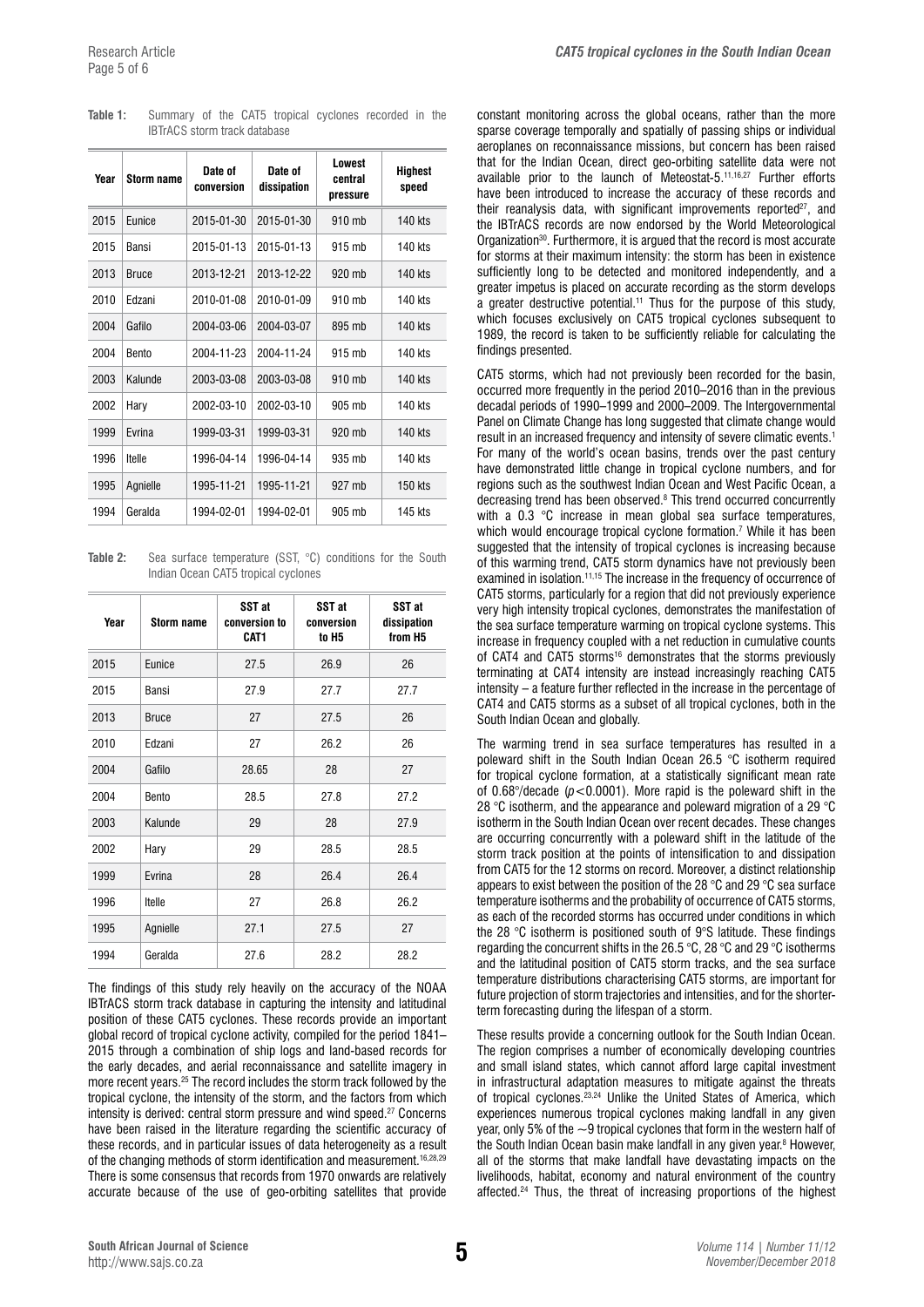**Table 1:** Summary of the CAT5 tropical cyclones recorded in the IBTrACS storm track database

| Year | Storm name | Date of conversion | Date of dissipation | Lowest central pressure | Highest speed |
|---|---|---|---|---|---|
| 2015 | Eunice | 2015-01-30 | 2015-01-30 | 910 mb | 140 kts |
| 2015 | Bansi | 2015-01-13 | 2015-01-13 | 915 mb | 140 kts |
| 2013 | Bruce | 2013-12-21 | 2013-12-22 | 920 mb | 140 kts |
| 2010 | Edzani | 2010-01-08 | 2010-01-09 | 910 mb | 140 kts |
| 2004 | Gafilo | 2004-03-06 | 2004-03-07 | 895 mb | 140 kts |
| 2004 | Bento | 2004-11-23 | 2004-11-24 | 915 mb | 140 kts |
| 2003 | Kalunde | 2003-03-08 | 2003-03-08 | 910 mb | 140 kts |
| 2002 | Hary | 2002-03-10 | 2002-03-10 | 905 mb | 140 kts |
| 1999 | Evrina | 1999-03-31 | 1999-03-31 | 920 mb | 140 kts |
| 1996 | Itelle | 1996-04-14 | 1996-04-14 | 935 mb | 140 kts |
| 1995 | Agnielle | 1995-11-21 | 1995-11-21 | 927 mb | 150 kts |
| 1994 | Geralda | 1994-02-01 | 1994-02-01 | 905 mb | 145 kts |

**Table 2:** Sea surface temperature (SST, °C) conditions for the South Indian Ocean CAT5 tropical cyclones

| Year | Storm name | SST at conversion to CAT1 | SST at conversion to H5 | SST at dissipation from H5 |
|---|---|---|---|---|
| 2015 | Eunice | 27.5 | 26.9 | 26 |
| 2015 | Bansi | 27.9 | 27.7 | 27.7 |
| 2013 | Bruce | 27 | 27.5 | 26 |
| 2010 | Edzani | 27 | 26.2 | 26 |
| 2004 | Gafilo | 28.65 | 28 | 27 |
| 2004 | Bento | 28.5 | 27.8 | 27.2 |
| 2003 | Kalunde | 29 | 28 | 27.9 |
| 2002 | Hary | 29 | 28.5 | 28.5 |
| 1999 | Evrina | 28 | 26.4 | 26.4 |
| 1996 | Itelle | 27 | 26.8 | 26.2 |
| 1995 | Agnielle | 27.1 | 27.5 | 27 |
| 1994 | Geralda | 27.6 | 28.2 | 28.2 |

The findings of this study rely heavily on the accuracy of the NOAA IBTrACS storm track database in capturing the intensity and latitudinal position of these CAT5 cyclones. These records provide an important global record of tropical cyclone activity, compiled for the period 1841–2015 through a combination of ship logs and land-based records for the early decades, and aerial reconnaissance and satellite imagery in more recent years.[25] The record includes the storm track followed by the tropical cyclone, the intensity of the storm, and the factors from which intensity is derived: central storm pressure and wind speed.[27] Concerns have been raised in the literature regarding the scientific accuracy of these records, and in particular issues of data heterogeneity as a result of the changing methods of storm identification and measurement.[16,28,29] There is some consensus that records from 1970 onwards are relatively accurate because of the use of geo-orbiting satellites that provide constant monitoring across the global oceans, rather than the more sparse coverage temporally and spatially of passing ships or individual aeroplanes on reconnaissance missions, but concern has been raised that for the Indian Ocean, direct geo-orbiting satellite data were not available prior to the launch of Meteostat-5.[11,16,27] Further efforts have been introduced to increase the accuracy of these records and their reanalysis data, with significant improvements reported[27], and the IBTrACS records are now endorsed by the World Meteorological Organization[30]. Furthermore, it is argued that the record is most accurate for storms at their maximum intensity: the storm has been in existence sufficiently long to be detected and monitored independently, and a greater impetus is placed on accurate recording as the storm develops a greater destructive potential.[11] Thus for the purpose of this study, which focuses exclusively on CAT5 tropical cyclones subsequent to 1989, the record is taken to be sufficiently reliable for calculating the findings presented.

CAT5 storms, which had not previously been recorded for the basin, occurred more frequently in the period 2010–2016 than in the previous decadal periods of 1990–1999 and 2000–2009. The Intergovernmental Panel on Climate Change has long suggested that climate change would result in an increased frequency and intensity of severe climatic events.[1] For many of the world's ocean basins, trends over the past century have demonstrated little change in tropical cyclone numbers, and for regions such as the southwest Indian Ocean and West Pacific Ocean, a decreasing trend has been observed.[8] This trend occurred concurrently with a 0.3 °C increase in mean global sea surface temperatures, which would encourage tropical cyclone formation.[7] While it has been suggested that the intensity of tropical cyclones is increasing because of this warming trend, CAT5 storm dynamics have not previously been examined in isolation.[11,15] The increase in the frequency of occurrence of CAT5 storms, particularly for a region that did not previously experience very high intensity tropical cyclones, demonstrates the manifestation of the sea surface temperature warming on tropical cyclone systems. This increase in frequency coupled with a net reduction in cumulative counts of CAT4 and CAT5 storms[16] demonstrates that the storms previously terminating at CAT4 intensity are instead increasingly reaching CAT5 intensity – a feature further reflected in the increase in the percentage of CAT4 and CAT5 storms as a subset of all tropical cyclones, both in the South Indian Ocean and globally.

The warming trend in sea surface temperatures has resulted in a poleward shift in the South Indian Ocean 26.5 °C isotherm required for tropical cyclone formation, at a statistically significant mean rate of 0.68°/decade ($p<0.0001$). More rapid is the poleward shift in the 28 °C isotherm, and the appearance and poleward migration of a 29 °C isotherm in the South Indian Ocean over recent decades. These changes are occurring concurrently with a poleward shift in the latitude of the storm track position at the points of intensification to and dissipation from CAT5 for the 12 storms on record. Moreover, a distinct relationship appears to exist between the position of the 28 °C and 29 °C sea surface temperature isotherms and the probability of occurrence of CAT5 storms, as each of the recorded storms has occurred under conditions in which the 28 °C isotherm is positioned south of 9°S latitude. These findings regarding the concurrent shifts in the 26.5 °C, 28 °C and 29 °C isotherms and the latitudinal position of CAT5 storm tracks, and the sea surface temperature distributions characterising CAT5 storms, are important for future projection of storm trajectories and intensities, and for the shorter-term forecasting during the lifespan of a storm.

These results provide a concerning outlook for the South Indian Ocean. The region comprises a number of economically developing countries and small island states, which cannot afford large capital investment in infrastructural adaptation measures to mitigate against the threats of tropical cyclones.[23,24] Unlike the United States of America, which experiences numerous tropical cyclones making landfall in any given year, only 5% of the ~9 tropical cyclones that form in the western half of the South Indian Ocean basin make landfall in any given year.[8] However, all of the storms that make landfall have devastating impacts on the livelihoods, habitat, economy and natural environment of the country affected.[24] Thus, the threat of increasing proportions of the highest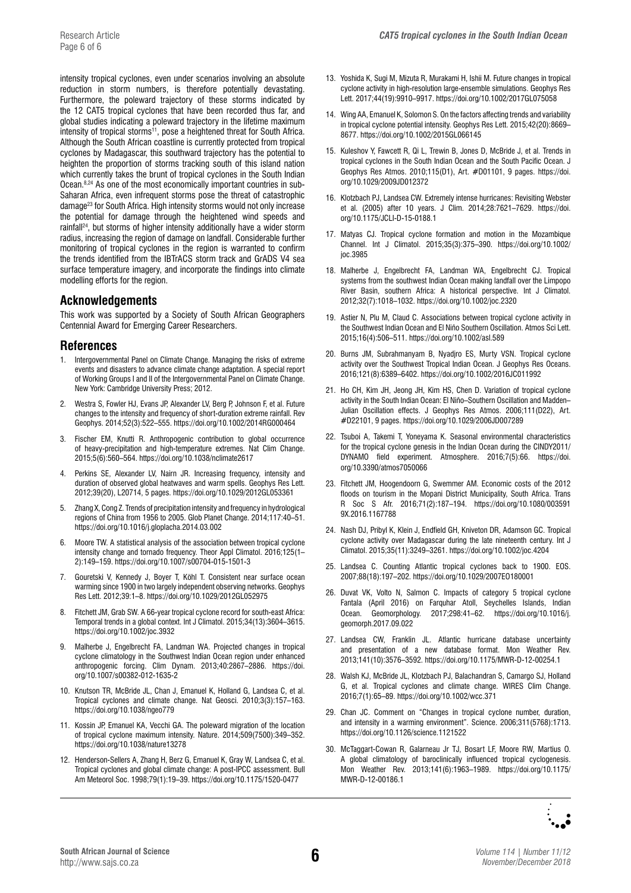intensity tropical cyclones, even under scenarios involving an absolute reduction in storm numbers, is therefore potentially devastating. Furthermore, the poleward trajectory of these storms indicated by the 12 CAT5 tropical cyclones that have been recorded thus far, and global studies indicating a poleward trajectory in the lifetime maximum intensity of tropical storms[11], pose a heightened threat for South Africa. Although the South African coastline is currently protected from tropical cyclones by Madagascar, this southward trajectory has the potential to heighten the proportion of storms tracking south of this island nation which currently takes the brunt of tropical cyclones in the South Indian Ocean.[8,24] As one of the most economically important countries in sub-Saharan Africa, even infrequent storms pose the threat of catastrophic damage[23] for South Africa. High intensity storms would not only increase the potential for damage through the heightened wind speeds and rainfall[24], but storms of higher intensity additionally have a wider storm radius, increasing the region of damage on landfall. Considerable further monitoring of tropical cyclones in the region is warranted to confirm the trends identified from the IBTrACS storm track and GrADS V4 sea surface temperature imagery, and incorporate the findings into climate modelling efforts for the region.

## Acknowledgements

This work was supported by a Society of South African Geographers Centennial Award for Emerging Career Researchers.

## References

1. Intergovernmental Panel on Climate Change. Managing the risks of extreme events and disasters to advance climate change adaptation. A special report of Working Groups I and II of the Intergovernmental Panel on Climate Change. New York: Cambridge University Press; 2012.
2. Westra S, Fowler HJ, Evans JP, Alexander LV, Berg P, Johnson F, et al. Future changes to the intensity and frequency of short-duration extreme rainfall. Rev Geophys. 2014;52(3):522–555. https://doi.org/10.1002/2014RG000464
3. Fischer EM, Knutti R. Anthropogenic contribution to global occurrence of heavy-precipitation and high-temperature extremes. Nat Clim Change. 2015;5(6):560–564. https://doi.org/10.1038/nclimate2617
4. Perkins SE, Alexander LV, Nairn JR. Increasing frequency, intensity and duration of observed global heatwaves and warm spells. Geophys Res Lett. 2012;39(20), L20714, 5 pages. https://doi.org/10.1029/2012GL053361
5. Zhang X, Cong Z. Trends of precipitation intensity and frequency in hydrological regions of China from 1956 to 2005. Glob Planet Change. 2014;117:40–51. https://doi.org/10.1016/j.gloplacha.2014.03.002
6. Moore TW. A statistical analysis of the association between tropical cyclone intensity change and tornado frequency. Theor Appl Climatol. 2016;125(1–2):149–159. https://doi.org/10.1007/s00704-015-1501-3
7. Gouretski V, Kennedy J, Boyer T, Köhl T. Consistent near surface ocean warming since 1900 in two largely independent observing networks. Geophys Res Lett. 2012;39:1–8. https://doi.org/10.1029/2012GL052975
8. Fitchett JM, Grab SW. A 66-year tropical cyclone record for south-east Africa: Temporal trends in a global context. Int J Climatol. 2015;34(13):3604–3615. https://doi.org/10.1002/joc.3932
9. Malherbe J, Engelbrecht FA, Landman WA. Projected changes in tropical cyclone climatology in the Southwest Indian Ocean region under enhanced anthropogenic forcing. Clim Dynam. 2013;40:2867–2886. https://doi.org/10.1007/s00382-012-1635-2
10. Knutson TR, McBride JL, Chan J, Emanuel K, Holland G, Landsea C, et al. Tropical cyclones and climate change. Nat Geosci. 2010;3(3):157–163. https://doi.org/10.1038/ngeo779
11. Kossin JP, Emanuel KA, Vecchi GA. The poleward migration of the location of tropical cyclone maximum intensity. Nature. 2014;509(7500):349–352. https://doi.org/10.1038/nature13278
12. Henderson-Sellers A, Zhang H, Berz G, Emanuel K, Gray W, Landsea C, et al. Tropical cyclones and global climate change: A post-IPCC assessment. Bull Am Meteorol Soc. 1998;79(1):19–39. https://doi.org/10.1175/1520-0477
13. Yoshida K, Sugi M, Mizuta R, Murakami H, Ishii M. Future changes in tropical cyclone activity in high-resolution large-ensemble simulations. Geophys Res Lett. 2017;44(19):9910–9917. https://doi.org/10.1002/2017GL075058
14. Wing AA, Emanuel K, Solomon S. On the factors affecting trends and variability in tropical cyclone potential intensity. Geophys Res Lett. 2015;42(20):8669–8677. https://doi.org/10.1002/2015GL066145
15. Kuleshov Y, Fawcett R, Qi L, Trewin B, Jones D, McBride J, et al. Trends in tropical cyclones in the South Indian Ocean and the South Pacific Ocean. J Geophys Res Atmos. 2010;115(D1), Art. #D01101, 9 pages. https://doi.org/10.1029/2009JD012372
16. Klotzbach PJ, Landsea CW. Extremely intense hurricanes: Revisiting Webster et al. (2005) after 10 years. J Clim. 2014;28:7621–7629. https://doi.org/10.1175/JCLI-D-15-0188.1
17. Matyas CJ. Tropical cyclone formation and motion in the Mozambique Channel. Int J Climatol. 2015;35(3):375–390. https://doi.org/10.1002/joc.3985
18. Malherbe J, Engelbrecht FA, Landman WA, Engelbrecht CJ. Tropical systems from the southwest Indian Ocean making landfall over the Limpopo River Basin, southern Africa: A historical perspective. Int J Climatol. 2012;32(7):1018–1032. https://doi.org/10.1002/joc.2320
19. Astier N, Plu M, Claud C. Associations between tropical cyclone activity in the Southwest Indian Ocean and El Niño Southern Oscillation. Atmos Sci Lett. 2015;16(4):506–511. https://doi.org/10.1002/asl.589
20. Burns JM, Subrahmanyam B, Nyadjro ES, Murty VSN. Tropical cyclone activity over the Southwest Tropical Indian Ocean. J Geophys Res Oceans. 2016;121(8):6389–6402. https://doi.org/10.1002/2016JC011992
21. Ho CH, Kim JH, Jeong JH, Kim HS, Chen D. Variation of tropical cyclone activity in the South Indian Ocean: El Niño–Southern Oscillation and Madden–Julian Oscillation effects. J Geophys Res Atmos. 2006;111(D22), Art. #D22101, 9 pages. https://doi.org/10.1029/2006JD007289
22. Tsuboi A, Takemi T, Yoneyama K. Seasonal environmental characteristics for the tropical cyclone genesis in the Indian Ocean during the CINDY2011/DYNAMO field experiment. Atmosphere. 2016;7(5):66. https://doi.org/10.3390/atmos7050066
23. Fitchett JM, Hoogendoorn G, Swemmer AM. Economic costs of the 2012 floods on tourism in the Mopani District Municipality, South Africa. Trans R Soc S Afr. 2016;71(2):187–194. https://doi.org/10.1080/0035919X.2016.1167788
24. Nash DJ, Pribyl K, Klein J, Endfield GH, Kniveton DR, Adamson GC. Tropical cyclone activity over Madagascar during the late nineteenth century. Int J Climatol. 2015;35(11):3249–3261. https://doi.org/10.1002/joc.4204
25. Landsea C. Counting Atlantic tropical cyclones back to 1900. EOS. 2007;88(18):197–202. https://doi.org/10.1029/2007EO180001
26. Duvat VK, Volto N, Salmon C. Impacts of category 5 tropical cyclone Fantala (April 2016) on Farquhar Atoll, Seychelles Islands, Indian Ocean. Geomorphology. 2017;298:41–62. https://doi.org/10.1016/j.geomorph.2017.09.022
27. Landsea CW, Franklin JL. Atlantic hurricane database uncertainty and presentation of a new database format. Mon Weather Rev. 2013;141(10):3576–3592. https://doi.org/10.1175/MWR-D-12-00254.1
28. Walsh KJ, McBride JL, Klotzbach PJ, Balachandran S, Camargo SJ, Holland G, et al. Tropical cyclones and climate change. WIRES Clim Change. 2016;7(1):65–89. https://doi.org/10.1002/wcc.371
29. Chan JC. Comment on "Changes in tropical cyclone number, duration, and intensity in a warming environment". Science. 2006;311(5768):1713. https://doi.org/10.1126/science.1121522
30. McTaggart-Cowan R, Galarneau Jr TJ, Bosart LF, Moore RW, Martius O. A global climatology of baroclinically influenced tropical cyclogenesis. Mon Weather Rev. 2013;141(6):1963–1989. https://doi.org/10.1175/MWR-D-12-00186.1